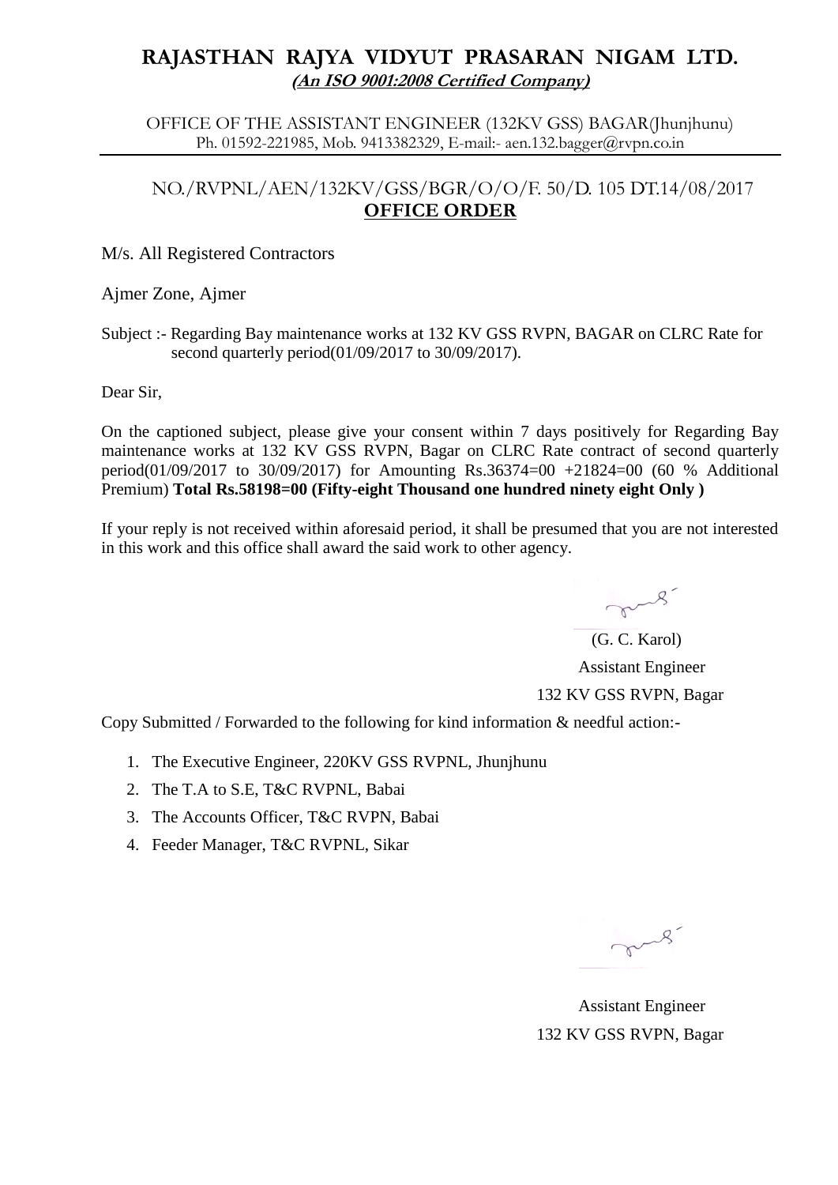# RAJASTHAN RAJYA VIDYUT PRASARAN NIGAM LTD.

***(An ISO 9001:2008 Certified Company)***

OFFICE OF THE ASSISTANT ENGINEER (132KV GSS) BAGAR(Jhunjhunu)
Ph. 01592-221985, Mob. 9413382329, E-mail:- aen.132.bagger@rvpn.co.in

NO./RVPNL/AEN/132KV/GSS/BGR/O/O/F. 50/D. 105 DT.14/08/2017

## OFFICE ORDER

M/s. All Registered Contractors

Ajmer Zone, Ajmer

Subject :- Regarding Bay maintenance works at 132 KV GSS RVPN, BAGAR on CLRC Rate for second quarterly period(01/09/2017 to 30/09/2017).

Dear Sir,

On the captioned subject, please give your consent within 7 days positively for Regarding Bay maintenance works at 132 KV GSS RVPN, Bagar on CLRC Rate contract of second quarterly period(01/09/2017 to 30/09/2017) for Amounting Rs.36374=00 +21824=00 (60 % Additional Premium) **Total Rs.58198=00 (Fifty-eight Thousand one hundred ninety eight Only )**

If your reply is not received within aforesaid period, it shall be presumed that you are not interested in this work and this office shall award the said work to other agency.

(G. C. Karol)
Assistant Engineer
132 KV GSS RVPN, Bagar

Copy Submitted / Forwarded to the following for kind information & needful action:-

1. The Executive Engineer, 220KV GSS RVPNL, Jhunjhunu
2. The T.A to S.E, T&C RVPNL, Babai
3. The Accounts Officer, T&C RVPN, Babai
4. Feeder Manager, T&C RVPNL, Sikar

Assistant Engineer
132 KV GSS RVPN, Bagar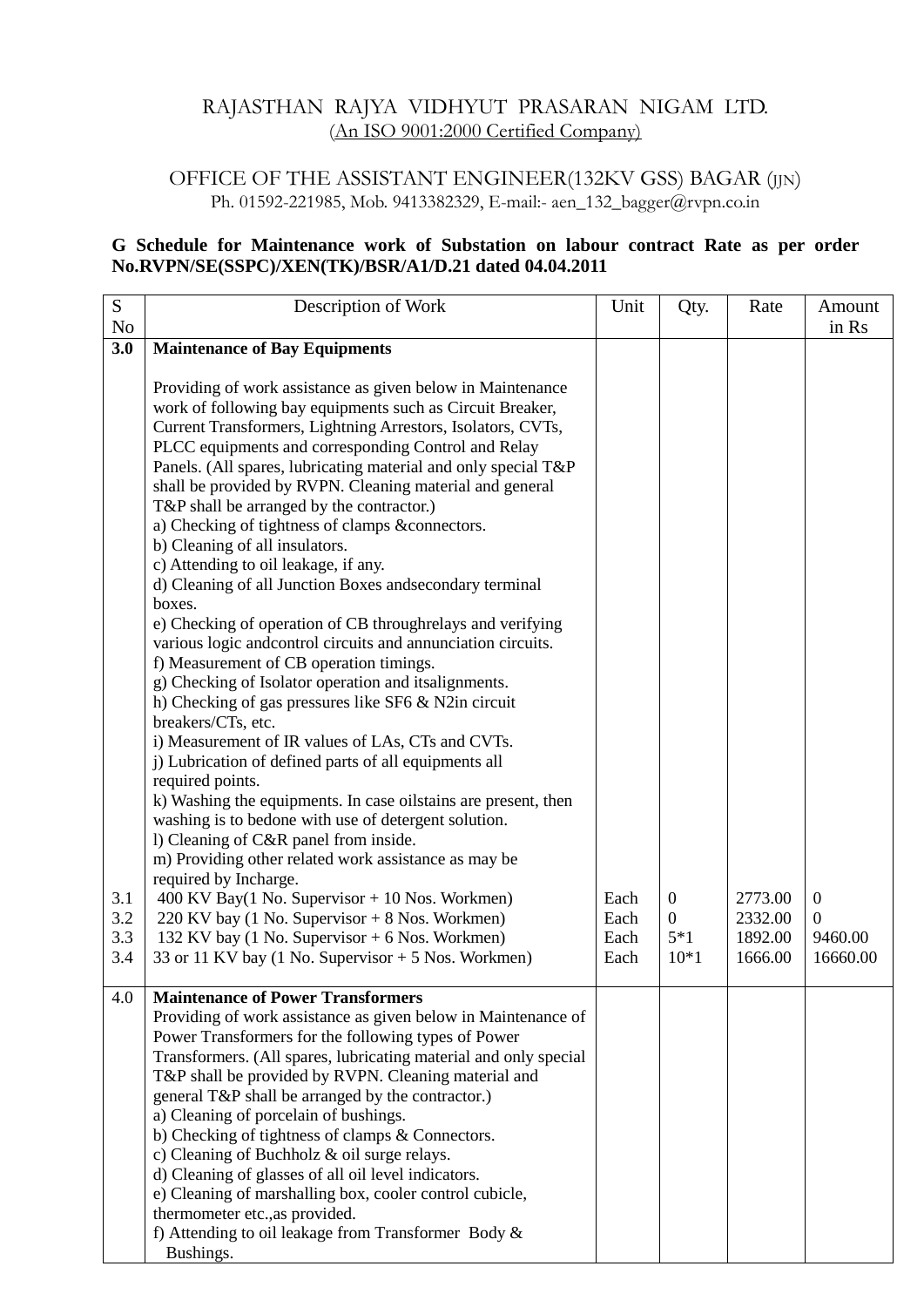RAJASTHAN RAJYA VIDHYUT PRASARAN NIGAM LTD.
(An ISO 9001:2000 Certified Company)

OFFICE OF THE ASSISTANT ENGINEER(132KV GSS) BAGAR (JJN)
Ph. 01592-221985, Mob. 9413382329, E-mail:- aen_132_bagger@rvpn.co.in

**G Schedule for Maintenance work of Substation on labour contract Rate as per order No.RVPN/SE(SSPC)/XEN(TK)/BSR/A1/D.21 dated 04.04.2011**

| S No | Description of Work | Unit | Qty. | Rate | Amount in Rs |
|---|---|---|---|---|---|
| **3.0** | **Maintenance of Bay Equipments**<br><br>Providing of work assistance as given below in Maintenance work of following bay equipments such as Circuit Breaker, Current Transformers, Lightning Arrestors, Isolators, CVTs, PLCC equipments and corresponding Control and Relay Panels. (All spares, lubricating material and only special T&P shall be provided by RVPN. Cleaning material and general T&P shall be arranged by the contractor.)<br>a) Checking of tightness of clamps &connectors.<br>b) Cleaning of all insulators.<br>c) Attending to oil leakage, if any.<br>d) Cleaning of all Junction Boxes andsecondary terminal boxes.<br>e) Checking of operation of CB throughrelays and verifying various logic andcontrol circuits and annunciation circuits.<br>f) Measurement of CB operation timings.<br>g) Checking of Isolator operation and itsalignments.<br>h) Checking of gas pressures like SF6 & N2in circuit breakers/CTs, etc.<br>i) Measurement of IR values of LAs, CTs and CVTs.<br>j) Lubrication of defined parts of all equipments all required points.<br>k) Washing the equipments. In case oilstains are present, then washing is to bedone with use of detergent solution.<br>l) Cleaning of C&R panel from inside.<br>m) Providing other related work assistance as may be required by Incharge. | | | | |
| 3.1 | 400 KV Bay(1 No. Supervisor + 10 Nos. Workmen) | Each | 0 | 2773.00 | 0 |
| 3.2 | 220 KV bay (1 No. Supervisor + 8 Nos. Workmen) | Each | 0 | 2332.00 | 0 |
| 3.3 | 132 KV bay (1 No. Supervisor + 6 Nos. Workmen) | Each | 5*1 | 1892.00 | 9460.00 |
| 3.4 | 33 or 11 KV bay (1 No. Supervisor + 5 Nos. Workmen) | Each | 10*1 | 1666.00 | 16660.00 |
| 4.0 | **Maintenance of Power Transformers**<br>Providing of work assistance as given below in Maintenance of Power Transformers for the following types of Power Transformers. (All spares, lubricating material and only special T&P shall be provided by RVPN. Cleaning material and general T&P shall be arranged by the contractor.)<br>a) Cleaning of porcelain of bushings.<br>b) Checking of tightness of clamps & Connectors.<br>c) Cleaning of Buchholz & oil surge relays.<br>d) Cleaning of glasses of all oil level indicators.<br>e) Cleaning of marshalling box, cooler control cubicle, thermometer etc.,as provided.<br>f) Attending to oil leakage from Transformer Body & Bushings. | | | | |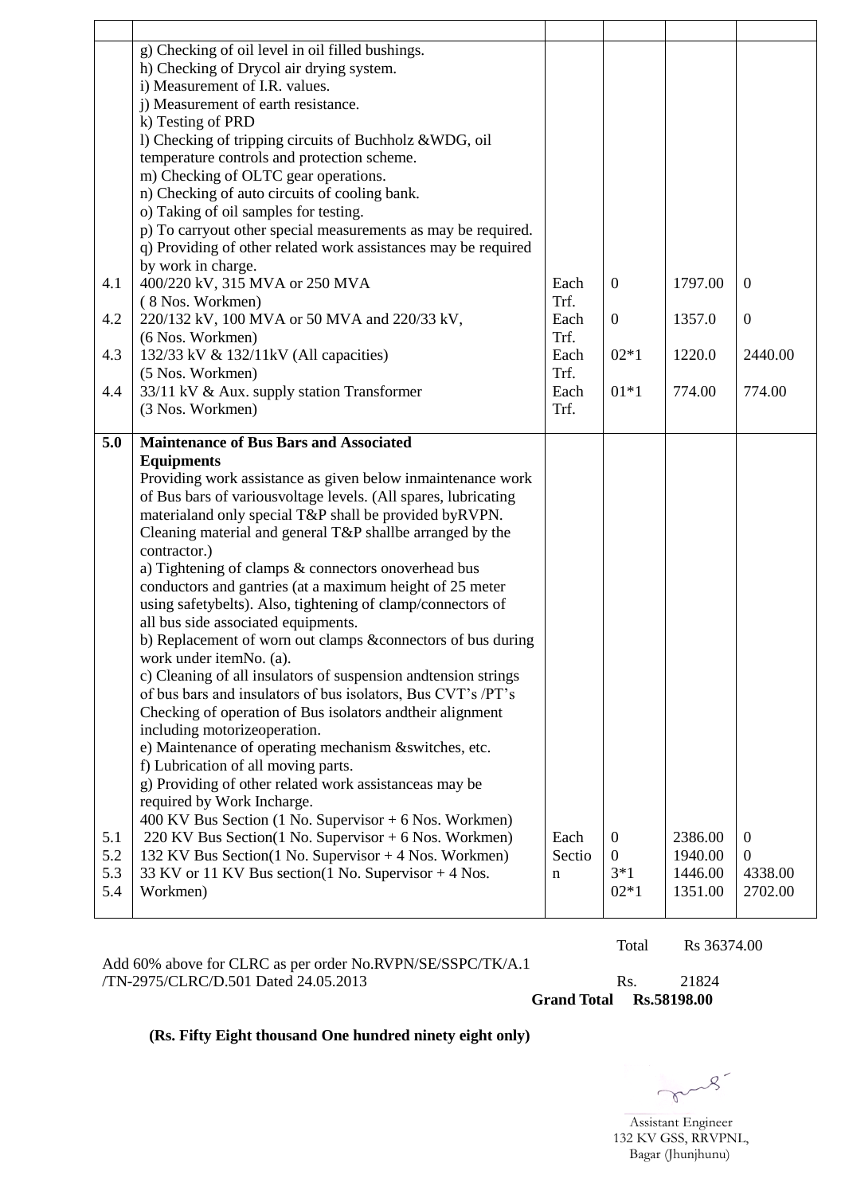| | | | | | |
|---|---|---|---|---|---|
| | g) Checking of oil level in oil filled bushings.<br>h) Checking of Drycol air drying system.<br>i) Measurement of I.R. values.<br>j) Measurement of earth resistance.<br>k) Testing of PRD<br>l) Checking of tripping circuits of Buchholz &WDG, oil temperature controls and protection scheme.<br>m) Checking of OLTC gear operations.<br>n) Checking of auto circuits of cooling bank.<br>o) Taking of oil samples for testing.<br>p) To carryout other special measurements as may be required.<br>q) Providing of other related work assistances may be required by work in charge. | | | | |
| 4.1 | 400/220 kV, 315 MVA or 250 MVA<br>( 8 Nos. Workmen) | Each Trf. | 0 | 1797.00 | 0 |
| 4.2 | 220/132 kV, 100 MVA or 50 MVA and 220/33 kV,<br>(6 Nos. Workmen) | Each Trf. | 0 | 1357.0 | 0 |
| 4.3 | 132/33 kV & 132/11kV (All capacities)<br>(5 Nos. Workmen) | Each Trf. | 02*1 | 1220.0 | 2440.00 |
| 4.4 | 33/11 kV & Aux. supply station Transformer<br>(3 Nos. Workmen) | Each Trf. | 01*1 | 774.00 | 774.00 |
| **5.0** | **Maintenance of Bus Bars and Associated Equipments**<br>Providing work assistance as given below inmaintenance work of Bus bars of variousvoltage levels. (All spares, lubricating materialand only special T&P shall be provided byRVPN. Cleaning material and general T&P shallbe arranged by the contractor.)<br>a) Tightening of clamps & connectors onoverhead bus conductors and gantries (at a maximum height of 25 meter using safetybelts). Also, tightening of clamp/connectors of all bus side associated equipments.<br>b) Replacement of worn out clamps &connectors of bus during work under itemNo. (a).<br>c) Cleaning of all insulators of suspension andtension strings of bus bars and insulators of bus isolators, Bus CVT's /PT's Checking of operation of Bus isolators andtheir alignment including motorizeoperation.<br>e) Maintenance of operating mechanism &switches, etc.<br>f) Lubrication of all moving parts.<br>g) Providing of other related work assistanceas may be required by Work Incharge.<br>400 KV Bus Section (1 No. Supervisor + 6 Nos. Workmen) | | | | |
| 5.1 | 220 KV Bus Section(1 No. Supervisor + 6 Nos. Workmen) | Each Section | 0 | 2386.00 | 0 |
| 5.2 | 132 KV Bus Section(1 No. Supervisor + 4 Nos. Workmen) | | 0 | 1940.00 | 0 |
| 5.3 | 33 KV or 11 KV Bus section(1 No. Supervisor + 4 Nos. | | 3*1 | 1446.00 | 4338.00 |
| 5.4 | Workmen) | | 02*1 | 1351.00 | 2702.00 |

Total Rs 36374.00

Add 60% above for CLRC as per order No.RVPN/SE/SSPC/TK/A.1 /TN-2975/CLRC/D.501 Dated 24.05.2013 Rs. 21824

**Grand Total Rs.58198.00**

**(Rs. Fifty Eight thousand One hundred ninety eight only)**

Assistant Engineer
132 KV GSS, RRVPNL,
Bagar (Jhunjhunu)